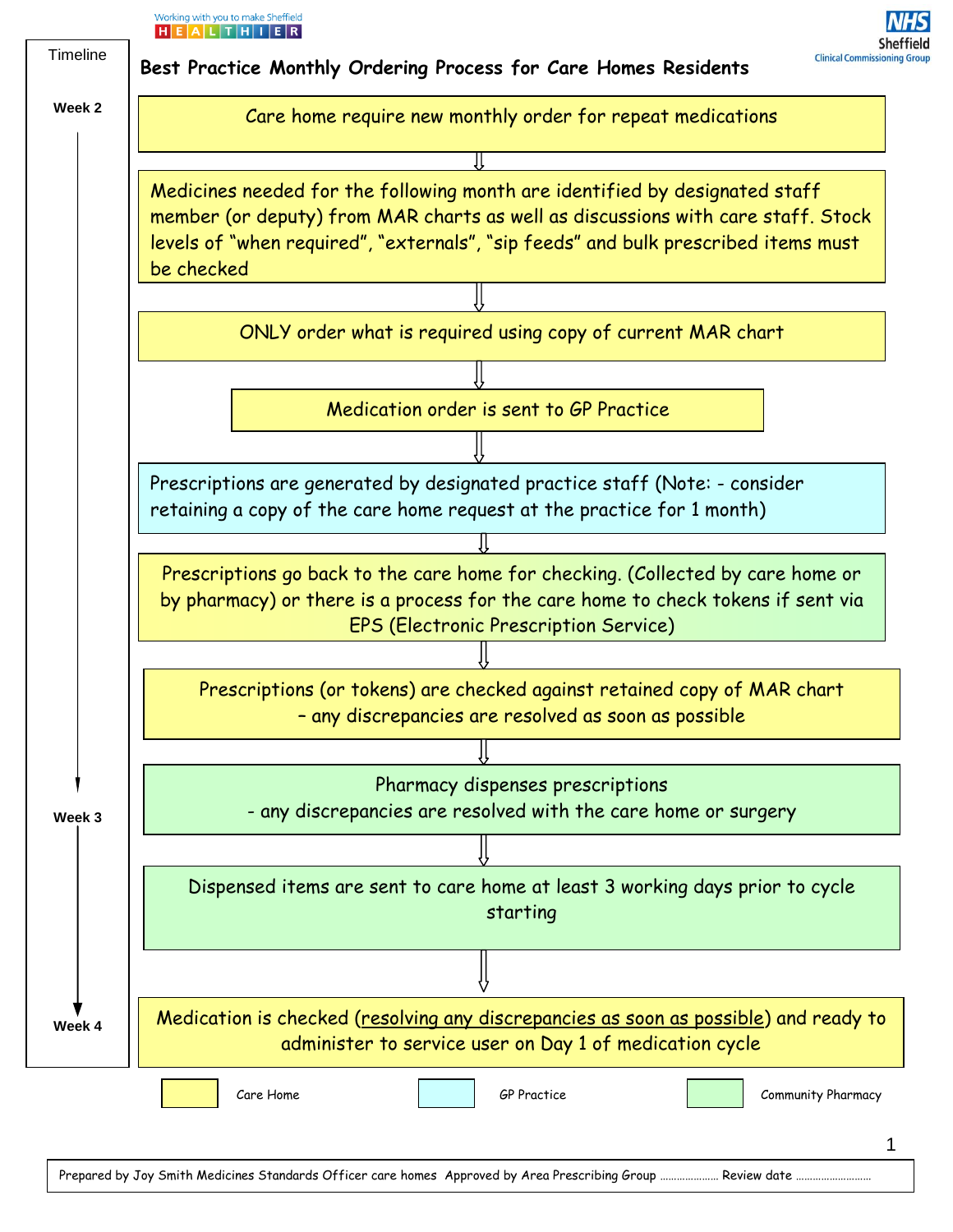Working with you to make Sheffield HEALTHIER

NHS Sheffield Clinical Commissioning Group

# Best Practice Monthly Ordering Process for Care Homes Residents

**Timeline**

**Week 2**

Care home require new monthly order for repeat medications

↓

Medicines needed for the following month are identified by designated staff member (or deputy) from MAR charts as well as discussions with care staff. Stock levels of "when required", "externals", "sip feeds" and bulk prescribed items must be checked

↓

ONLY order what is required using copy of current MAR chart

↓

Medication order is sent to GP Practice

↓

Prescriptions are generated by designated practice staff (Note: - consider retaining a copy of the care home request at the practice for 1 month)

↓

Prescriptions go back to the care home for checking. (Collected by care home or by pharmacy) or there is a process for the care home to check tokens if sent via EPS (Electronic Prescription Service)

↓

Prescriptions (or tokens) are checked against retained copy of MAR chart – any discrepancies are resolved as soon as possible

↓

**Week 3**

Pharmacy dispenses prescriptions - any discrepancies are resolved with the care home or surgery

↓

Dispensed items are sent to care home at least 3 working days prior to cycle starting

↓

**Week 4**

Medication is checked (resolving any discrepancies as soon as possible) and ready to administer to service user on Day 1 of medication cycle

**Key:**

| Colour | Responsibility |
|---|---|
| Yellow | Care Home |
| Blue | GP Practice |
| Green | Community Pharmacy |

Prepared by Joy Smith Medicines Standards Officer care homes Approved by Area Prescribing Group ………………… Review date ………………………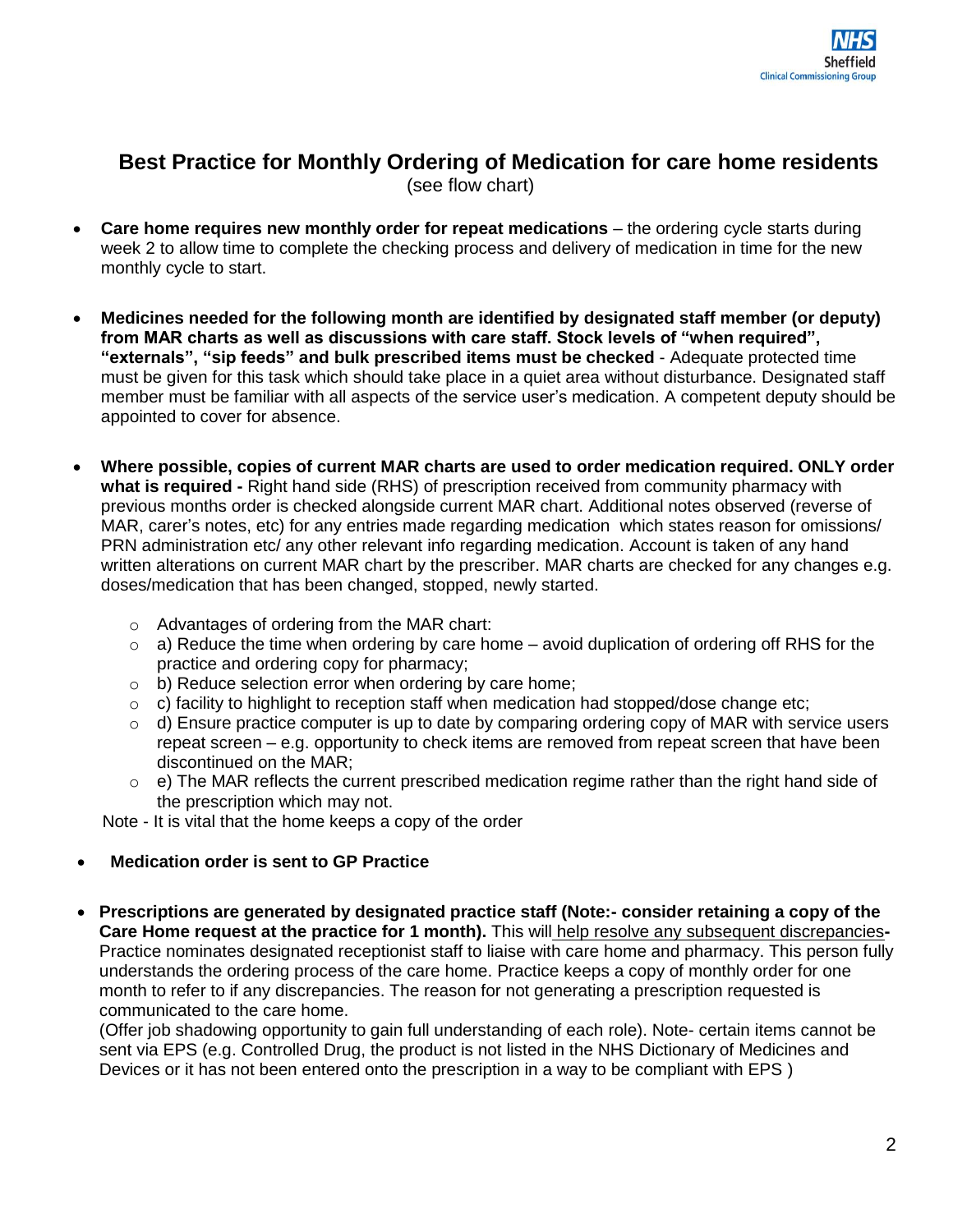## Best Practice for Monthly Ordering of Medication for care home residents

(see flow chart)

- **Care home requires new monthly order for repeat medications** – the ordering cycle starts during week 2 to allow time to complete the checking process and delivery of medication in time for the new monthly cycle to start.

- **Medicines needed for the following month are identified by designated staff member (or deputy) from MAR charts as well as discussions with care staff. Stock levels of "when required", "externals", "sip feeds" and bulk prescribed items must be checked** - Adequate protected time must be given for this task which should take place in a quiet area without disturbance. Designated staff member must be familiar with all aspects of the service user's medication. A competent deputy should be appointed to cover for absence.

- **Where possible, copies of current MAR charts are used to order medication required. ONLY order what is required -** Right hand side (RHS) of prescription received from community pharmacy with previous months order is checked alongside current MAR chart. Additional notes observed (reverse of MAR, carer's notes, etc) for any entries made regarding medication which states reason for omissions/ PRN administration etc/ any other relevant info regarding medication. Account is taken of any hand written alterations on current MAR chart by the prescriber. MAR charts are checked for any changes e.g. doses/medication that has been changed, stopped, newly started.
  - Advantages of ordering from the MAR chart:
  - a) Reduce the time when ordering by care home – avoid duplication of ordering off RHS for the practice and ordering copy for pharmacy;
  - b) Reduce selection error when ordering by care home;
  - c) facility to highlight to reception staff when medication had stopped/dose change etc;
  - d) Ensure practice computer is up to date by comparing ordering copy of MAR with service users repeat screen – e.g. opportunity to check items are removed from repeat screen that have been discontinued on the MAR;
  - e) The MAR reflects the current prescribed medication regime rather than the right hand side of the prescription which may not.

  Note - It is vital that the home keeps a copy of the order

- **Medication order is sent to GP Practice**

- **Prescriptions are generated by designated practice staff (Note:- consider retaining a copy of the Care Home request at the practice for 1 month).** This will <u>help resolve any subsequent discrepancies</u>**-** Practice nominates designated receptionist staff to liaise with care home and pharmacy. This person fully understands the ordering process of the care home. Practice keeps a copy of monthly order for one month to refer to if any discrepancies. The reason for not generating a prescription requested is communicated to the care home.
  (Offer job shadowing opportunity to gain full understanding of each role). Note- certain items cannot be sent via EPS (e.g. Controlled Drug, the product is not listed in the NHS Dictionary of Medicines and Devices or it has not been entered onto the prescription in a way to be compliant with EPS )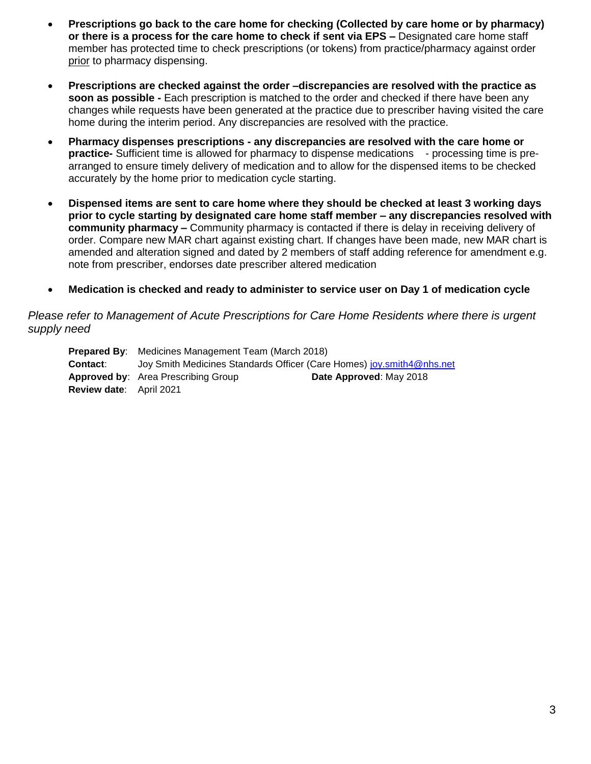- **Prescriptions go back to the care home for checking (Collected by care home or by pharmacy) or there is a process for the care home to check if sent via EPS –** Designated care home staff member has protected time to check prescriptions (or tokens) from practice/pharmacy against order prior to pharmacy dispensing.

- **Prescriptions are checked against the order –discrepancies are resolved with the practice as soon as possible -** Each prescription is matched to the order and checked if there have been any changes while requests have been generated at the practice due to prescriber having visited the care home during the interim period. Any discrepancies are resolved with the practice.

- **Pharmacy dispenses prescriptions - any discrepancies are resolved with the care home or practice-** Sufficient time is allowed for pharmacy to dispense medications - processing time is pre-arranged to ensure timely delivery of medication and to allow for the dispensed items to be checked accurately by the home prior to medication cycle starting.

- **Dispensed items are sent to care home where they should be checked at least 3 working days prior to cycle starting by designated care home staff member – any discrepancies resolved with community pharmacy –** Community pharmacy is contacted if there is delay in receiving delivery of order. Compare new MAR chart against existing chart. If changes have been made, new MAR chart is amended and alteration signed and dated by 2 members of staff adding reference for amendment e.g. note from prescriber, endorses date prescriber altered medication

- **Medication is checked and ready to administer to service user on Day 1 of medication cycle**

*Please refer to Management of Acute Prescriptions for Care Home Residents where there is urgent supply need*

**Prepared By**: Medicines Management Team (March 2018)
**Contact**: Joy Smith Medicines Standards Officer (Care Homes) joy.smith4@nhs.net
**Approved by**: Area Prescribing Group **Date Approved**: May 2018
**Review date**: April 2021